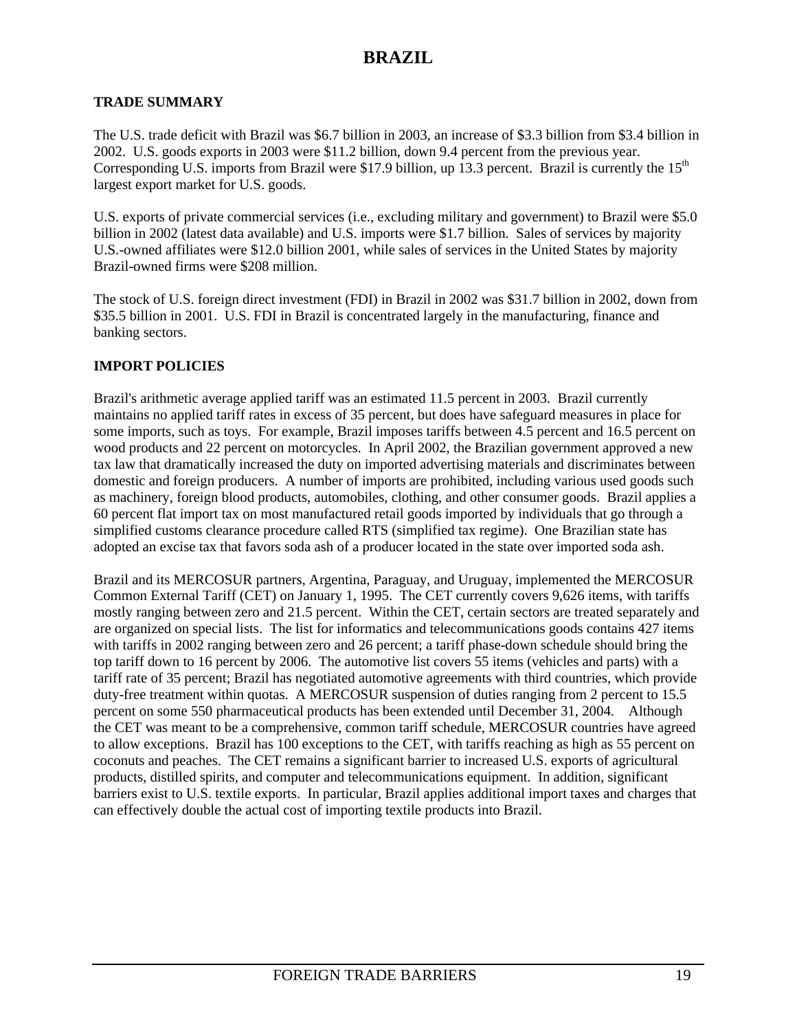# BRAZIL

## TRADE SUMMARY

The U.S. trade deficit with Brazil was $6.7 billion in 2003, an increase of $3.3 billion from $3.4 billion in 2002. U.S. goods exports in 2003 were $11.2 billion, down 9.4 percent from the previous year. Corresponding U.S. imports from Brazil were $17.9 billion, up 13.3 percent. Brazil is currently the 15th largest export market for U.S. goods.

U.S. exports of private commercial services (i.e., excluding military and government) to Brazil were $5.0 billion in 2002 (latest data available) and U.S. imports were $1.7 billion. Sales of services by majority U.S.-owned affiliates were $12.0 billion 2001, while sales of services in the United States by majority Brazil-owned firms were $208 million.

The stock of U.S. foreign direct investment (FDI) in Brazil in 2002 was $31.7 billion in 2002, down from $35.5 billion in 2001. U.S. FDI in Brazil is concentrated largely in the manufacturing, finance and banking sectors.

## IMPORT POLICIES

Brazil's arithmetic average applied tariff was an estimated 11.5 percent in 2003. Brazil currently maintains no applied tariff rates in excess of 35 percent, but does have safeguard measures in place for some imports, such as toys. For example, Brazil imposes tariffs between 4.5 percent and 16.5 percent on wood products and 22 percent on motorcycles. In April 2002, the Brazilian government approved a new tax law that dramatically increased the duty on imported advertising materials and discriminates between domestic and foreign producers. A number of imports are prohibited, including various used goods such as machinery, foreign blood products, automobiles, clothing, and other consumer goods. Brazil applies a 60 percent flat import tax on most manufactured retail goods imported by individuals that go through a simplified customs clearance procedure called RTS (simplified tax regime). One Brazilian state has adopted an excise tax that favors soda ash of a producer located in the state over imported soda ash.

Brazil and its MERCOSUR partners, Argentina, Paraguay, and Uruguay, implemented the MERCOSUR Common External Tariff (CET) on January 1, 1995. The CET currently covers 9,626 items, with tariffs mostly ranging between zero and 21.5 percent. Within the CET, certain sectors are treated separately and are organized on special lists. The list for informatics and telecommunications goods contains 427 items with tariffs in 2002 ranging between zero and 26 percent; a tariff phase-down schedule should bring the top tariff down to 16 percent by 2006. The automotive list covers 55 items (vehicles and parts) with a tariff rate of 35 percent; Brazil has negotiated automotive agreements with third countries, which provide duty-free treatment within quotas. A MERCOSUR suspension of duties ranging from 2 percent to 15.5 percent on some 550 pharmaceutical products has been extended until December 31, 2004. Although the CET was meant to be a comprehensive, common tariff schedule, MERCOSUR countries have agreed to allow exceptions. Brazil has 100 exceptions to the CET, with tariffs reaching as high as 55 percent on coconuts and peaches. The CET remains a significant barrier to increased U.S. exports of agricultural products, distilled spirits, and computer and telecommunications equipment. In addition, significant barriers exist to U.S. textile exports. In particular, Brazil applies additional import taxes and charges that can effectively double the actual cost of importing textile products into Brazil.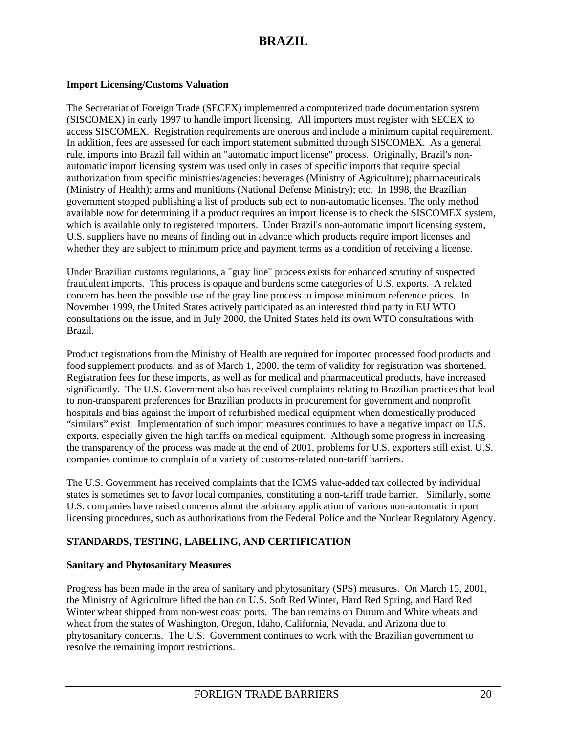# BRAZIL

### Import Licensing/Customs Valuation

The Secretariat of Foreign Trade (SECEX) implemented a computerized trade documentation system (SISCOMEX) in early 1997 to handle import licensing. All importers must register with SECEX to access SISCOMEX. Registration requirements are onerous and include a minimum capital requirement. In addition, fees are assessed for each import statement submitted through SISCOMEX. As a general rule, imports into Brazil fall within an "automatic import license" process. Originally, Brazil's non-automatic import licensing system was used only in cases of specific imports that require special authorization from specific ministries/agencies: beverages (Ministry of Agriculture); pharmaceuticals (Ministry of Health); arms and munitions (National Defense Ministry); etc. In 1998, the Brazilian government stopped publishing a list of products subject to non-automatic licenses. The only method available now for determining if a product requires an import license is to check the SISCOMEX system, which is available only to registered importers. Under Brazil's non-automatic import licensing system, U.S. suppliers have no means of finding out in advance which products require import licenses and whether they are subject to minimum price and payment terms as a condition of receiving a license.

Under Brazilian customs regulations, a "gray line" process exists for enhanced scrutiny of suspected fraudulent imports. This process is opaque and burdens some categories of U.S. exports. A related concern has been the possible use of the gray line process to impose minimum reference prices. In November 1999, the United States actively participated as an interested third party in EU WTO consultations on the issue, and in July 2000, the United States held its own WTO consultations with Brazil.

Product registrations from the Ministry of Health are required for imported processed food products and food supplement products, and as of March 1, 2000, the term of validity for registration was shortened. Registration fees for these imports, as well as for medical and pharmaceutical products, have increased significantly. The U.S. Government also has received complaints relating to Brazilian practices that lead to non-transparent preferences for Brazilian products in procurement for government and nonprofit hospitals and bias against the import of refurbished medical equipment when domestically produced “similars” exist. Implementation of such import measures continues to have a negative impact on U.S. exports, especially given the high tariffs on medical equipment. Although some progress in increasing the transparency of the process was made at the end of 2001, problems for U.S. exporters still exist. U.S. companies continue to complain of a variety of customs-related non-tariff barriers.

The U.S. Government has received complaints that the ICMS value-added tax collected by individual states is sometimes set to favor local companies, constituting a non-tariff trade barrier. Similarly, some U.S. companies have raised concerns about the arbitrary application of various non-automatic import licensing procedures, such as authorizations from the Federal Police and the Nuclear Regulatory Agency.

## STANDARDS, TESTING, LABELING, AND CERTIFICATION

### Sanitary and Phytosanitary Measures

Progress has been made in the area of sanitary and phytosanitary (SPS) measures. On March 15, 2001, the Ministry of Agriculture lifted the ban on U.S. Soft Red Winter, Hard Red Spring, and Hard Red Winter wheat shipped from non-west coast ports. The ban remains on Durum and White wheats and wheat from the states of Washington, Oregon, Idaho, California, Nevada, and Arizona due to phytosanitary concerns. The U.S. Government continues to work with the Brazilian government to resolve the remaining import restrictions.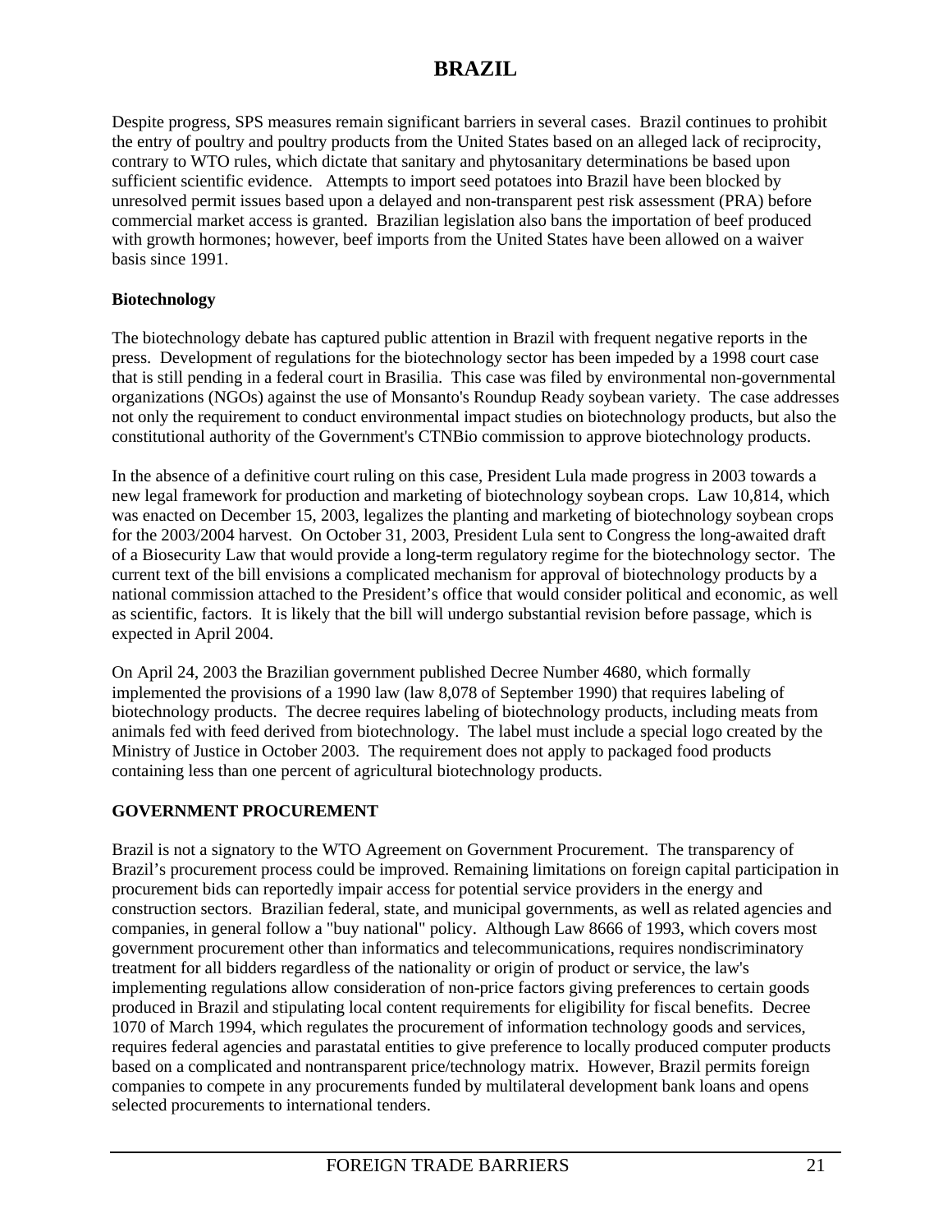Despite progress, SPS measures remain significant barriers in several cases. Brazil continues to prohibit the entry of poultry and poultry products from the United States based on an alleged lack of reciprocity, contrary to WTO rules, which dictate that sanitary and phytosanitary determinations be based upon sufficient scientific evidence. Attempts to import seed potatoes into Brazil have been blocked by unresolved permit issues based upon a delayed and non-transparent pest risk assessment (PRA) before commercial market access is granted. Brazilian legislation also bans the importation of beef produced with growth hormones; however, beef imports from the United States have been allowed on a waiver basis since 1991.

**Biotechnology**

The biotechnology debate has captured public attention in Brazil with frequent negative reports in the press. Development of regulations for the biotechnology sector has been impeded by a 1998 court case that is still pending in a federal court in Brasilia. This case was filed by environmental non-governmental organizations (NGOs) against the use of Monsanto's Roundup Ready soybean variety. The case addresses not only the requirement to conduct environmental impact studies on biotechnology products, but also the constitutional authority of the Government's CTNBio commission to approve biotechnology products.

In the absence of a definitive court ruling on this case, President Lula made progress in 2003 towards a new legal framework for production and marketing of biotechnology soybean crops. Law 10,814, which was enacted on December 15, 2003, legalizes the planting and marketing of biotechnology soybean crops for the 2003/2004 harvest. On October 31, 2003, President Lula sent to Congress the long-awaited draft of a Biosecurity Law that would provide a long-term regulatory regime for the biotechnology sector. The current text of the bill envisions a complicated mechanism for approval of biotechnology products by a national commission attached to the President's office that would consider political and economic, as well as scientific, factors. It is likely that the bill will undergo substantial revision before passage, which is expected in April 2004.

On April 24, 2003 the Brazilian government published Decree Number 4680, which formally implemented the provisions of a 1990 law (law 8,078 of September 1990) that requires labeling of biotechnology products. The decree requires labeling of biotechnology products, including meats from animals fed with feed derived from biotechnology. The label must include a special logo created by the Ministry of Justice in October 2003. The requirement does not apply to packaged food products containing less than one percent of agricultural biotechnology products.

## GOVERNMENT PROCUREMENT

Brazil is not a signatory to the WTO Agreement on Government Procurement. The transparency of Brazil's procurement process could be improved. Remaining limitations on foreign capital participation in procurement bids can reportedly impair access for potential service providers in the energy and construction sectors. Brazilian federal, state, and municipal governments, as well as related agencies and companies, in general follow a "buy national" policy. Although Law 8666 of 1993, which covers most government procurement other than informatics and telecommunications, requires nondiscriminatory treatment for all bidders regardless of the nationality or origin of product or service, the law's implementing regulations allow consideration of non-price factors giving preferences to certain goods produced in Brazil and stipulating local content requirements for eligibility for fiscal benefits. Decree 1070 of March 1994, which regulates the procurement of information technology goods and services, requires federal agencies and parastatal entities to give preference to locally produced computer products based on a complicated and nontransparent price/technology matrix. However, Brazil permits foreign companies to compete in any procurements funded by multilateral development bank loans and opens selected procurements to international tenders.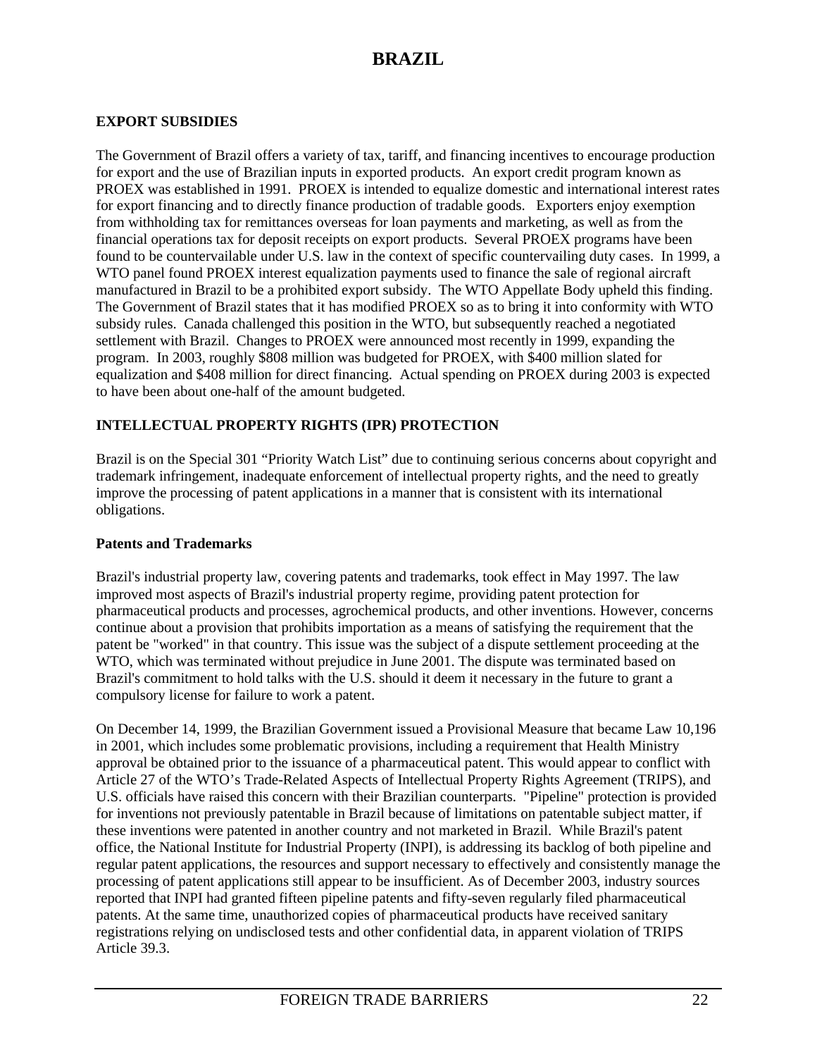# BRAZIL

## EXPORT SUBSIDIES

The Government of Brazil offers a variety of tax, tariff, and financing incentives to encourage production for export and the use of Brazilian inputs in exported products. An export credit program known as PROEX was established in 1991. PROEX is intended to equalize domestic and international interest rates for export financing and to directly finance production of tradable goods. Exporters enjoy exemption from withholding tax for remittances overseas for loan payments and marketing, as well as from the financial operations tax for deposit receipts on export products. Several PROEX programs have been found to be countervailable under U.S. law in the context of specific countervailing duty cases. In 1999, a WTO panel found PROEX interest equalization payments used to finance the sale of regional aircraft manufactured in Brazil to be a prohibited export subsidy. The WTO Appellate Body upheld this finding. The Government of Brazil states that it has modified PROEX so as to bring it into conformity with WTO subsidy rules. Canada challenged this position in the WTO, but subsequently reached a negotiated settlement with Brazil. Changes to PROEX were announced most recently in 1999, expanding the program. In 2003, roughly $808 million was budgeted for PROEX, with $400 million slated for equalization and $408 million for direct financing. Actual spending on PROEX during 2003 is expected to have been about one-half of the amount budgeted.

## INTELLECTUAL PROPERTY RIGHTS (IPR) PROTECTION

Brazil is on the Special 301 “Priority Watch List” due to continuing serious concerns about copyright and trademark infringement, inadequate enforcement of intellectual property rights, and the need to greatly improve the processing of patent applications in a manner that is consistent with its international obligations.

### Patents and Trademarks

Brazil's industrial property law, covering patents and trademarks, took effect in May 1997. The law improved most aspects of Brazil's industrial property regime, providing patent protection for pharmaceutical products and processes, agrochemical products, and other inventions. However, concerns continue about a provision that prohibits importation as a means of satisfying the requirement that the patent be "worked" in that country. This issue was the subject of a dispute settlement proceeding at the WTO, which was terminated without prejudice in June 2001. The dispute was terminated based on Brazil's commitment to hold talks with the U.S. should it deem it necessary in the future to grant a compulsory license for failure to work a patent.

On December 14, 1999, the Brazilian Government issued a Provisional Measure that became Law 10,196 in 2001, which includes some problematic provisions, including a requirement that Health Ministry approval be obtained prior to the issuance of a pharmaceutical patent. This would appear to conflict with Article 27 of the WTO’s Trade-Related Aspects of Intellectual Property Rights Agreement (TRIPS), and U.S. officials have raised this concern with their Brazilian counterparts. "Pipeline" protection is provided for inventions not previously patentable in Brazil because of limitations on patentable subject matter, if these inventions were patented in another country and not marketed in Brazil. While Brazil's patent office, the National Institute for Industrial Property (INPI), is addressing its backlog of both pipeline and regular patent applications, the resources and support necessary to effectively and consistently manage the processing of patent applications still appear to be insufficient. As of December 2003, industry sources reported that INPI had granted fifteen pipeline patents and fifty-seven regularly filed pharmaceutical patents. At the same time, unauthorized copies of pharmaceutical products have received sanitary registrations relying on undisclosed tests and other confidential data, in apparent violation of TRIPS Article 39.3.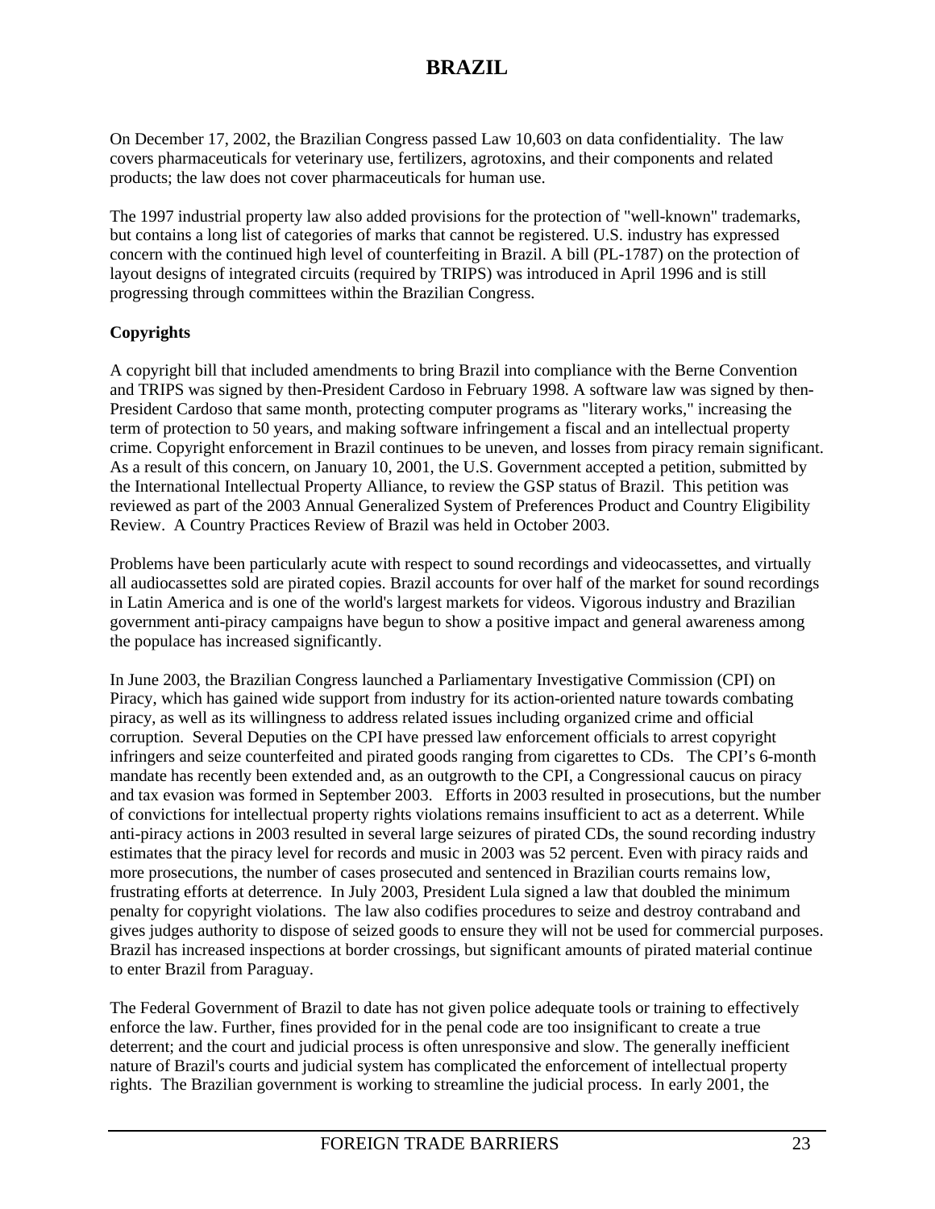# BRAZIL

On December 17, 2002, the Brazilian Congress passed Law 10,603 on data confidentiality. The law covers pharmaceuticals for veterinary use, fertilizers, agrotoxins, and their components and related products; the law does not cover pharmaceuticals for human use.

The 1997 industrial property law also added provisions for the protection of "well-known" trademarks, but contains a long list of categories of marks that cannot be registered. U.S. industry has expressed concern with the continued high level of counterfeiting in Brazil. A bill (PL-1787) on the protection of layout designs of integrated circuits (required by TRIPS) was introduced in April 1996 and is still progressing through committees within the Brazilian Congress.

**Copyrights**

A copyright bill that included amendments to bring Brazil into compliance with the Berne Convention and TRIPS was signed by then-President Cardoso in February 1998. A software law was signed by then-President Cardoso that same month, protecting computer programs as "literary works," increasing the term of protection to 50 years, and making software infringement a fiscal and an intellectual property crime. Copyright enforcement in Brazil continues to be uneven, and losses from piracy remain significant. As a result of this concern, on January 10, 2001, the U.S. Government accepted a petition, submitted by the International Intellectual Property Alliance, to review the GSP status of Brazil. This petition was reviewed as part of the 2003 Annual Generalized System of Preferences Product and Country Eligibility Review. A Country Practices Review of Brazil was held in October 2003.

Problems have been particularly acute with respect to sound recordings and videocassettes, and virtually all audiocassettes sold are pirated copies. Brazil accounts for over half of the market for sound recordings in Latin America and is one of the world's largest markets for videos. Vigorous industry and Brazilian government anti-piracy campaigns have begun to show a positive impact and general awareness among the populace has increased significantly.

In June 2003, the Brazilian Congress launched a Parliamentary Investigative Commission (CPI) on Piracy, which has gained wide support from industry for its action-oriented nature towards combating piracy, as well as its willingness to address related issues including organized crime and official corruption. Several Deputies on the CPI have pressed law enforcement officials to arrest copyright infringers and seize counterfeited and pirated goods ranging from cigarettes to CDs. The CPI's 6-month mandate has recently been extended and, as an outgrowth to the CPI, a Congressional caucus on piracy and tax evasion was formed in September 2003. Efforts in 2003 resulted in prosecutions, but the number of convictions for intellectual property rights violations remains insufficient to act as a deterrent. While anti-piracy actions in 2003 resulted in several large seizures of pirated CDs, the sound recording industry estimates that the piracy level for records and music in 2003 was 52 percent. Even with piracy raids and more prosecutions, the number of cases prosecuted and sentenced in Brazilian courts remains low, frustrating efforts at deterrence. In July 2003, President Lula signed a law that doubled the minimum penalty for copyright violations. The law also codifies procedures to seize and destroy contraband and gives judges authority to dispose of seized goods to ensure they will not be used for commercial purposes. Brazil has increased inspections at border crossings, but significant amounts of pirated material continue to enter Brazil from Paraguay.

The Federal Government of Brazil to date has not given police adequate tools or training to effectively enforce the law. Further, fines provided for in the penal code are too insignificant to create a true deterrent; and the court and judicial process is often unresponsive and slow. The generally inefficient nature of Brazil's courts and judicial system has complicated the enforcement of intellectual property rights. The Brazilian government is working to streamline the judicial process. In early 2001, the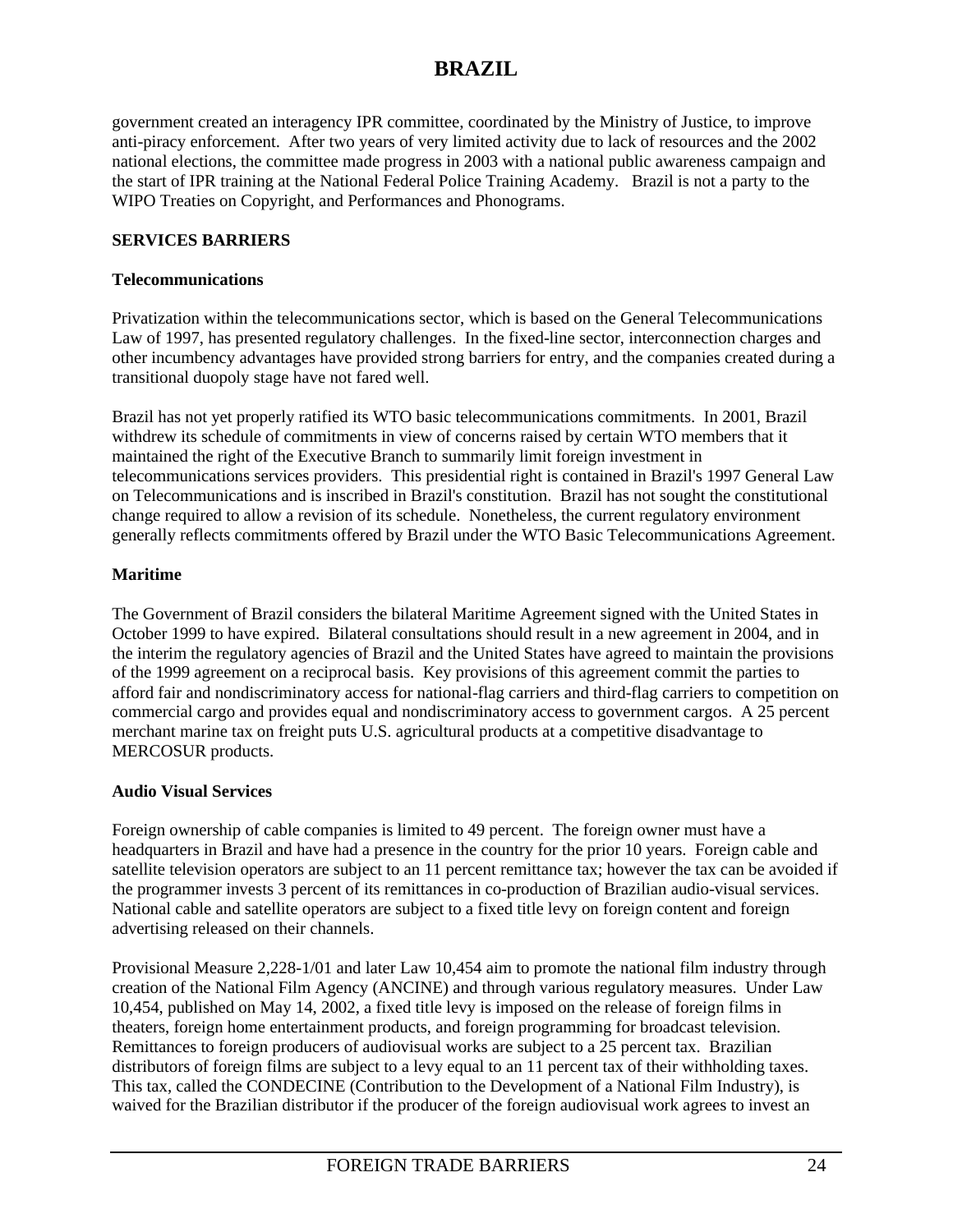government created an interagency IPR committee, coordinated by the Ministry of Justice, to improve anti-piracy enforcement. After two years of very limited activity due to lack of resources and the 2002 national elections, the committee made progress in 2003 with a national public awareness campaign and the start of IPR training at the National Federal Police Training Academy. Brazil is not a party to the WIPO Treaties on Copyright, and Performances and Phonograms.

## SERVICES BARRIERS

### Telecommunications

Privatization within the telecommunications sector, which is based on the General Telecommunications Law of 1997, has presented regulatory challenges. In the fixed-line sector, interconnection charges and other incumbency advantages have provided strong barriers for entry, and the companies created during a transitional duopoly stage have not fared well.

Brazil has not yet properly ratified its WTO basic telecommunications commitments. In 2001, Brazil withdrew its schedule of commitments in view of concerns raised by certain WTO members that it maintained the right of the Executive Branch to summarily limit foreign investment in telecommunications services providers. This presidential right is contained in Brazil's 1997 General Law on Telecommunications and is inscribed in Brazil's constitution. Brazil has not sought the constitutional change required to allow a revision of its schedule. Nonetheless, the current regulatory environment generally reflects commitments offered by Brazil under the WTO Basic Telecommunications Agreement.

### Maritime

The Government of Brazil considers the bilateral Maritime Agreement signed with the United States in October 1999 to have expired. Bilateral consultations should result in a new agreement in 2004, and in the interim the regulatory agencies of Brazil and the United States have agreed to maintain the provisions of the 1999 agreement on a reciprocal basis. Key provisions of this agreement commit the parties to afford fair and nondiscriminatory access for national-flag carriers and third-flag carriers to competition on commercial cargo and provides equal and nondiscriminatory access to government cargos. A 25 percent merchant marine tax on freight puts U.S. agricultural products at a competitive disadvantage to MERCOSUR products.

### Audio Visual Services

Foreign ownership of cable companies is limited to 49 percent. The foreign owner must have a headquarters in Brazil and have had a presence in the country for the prior 10 years. Foreign cable and satellite television operators are subject to an 11 percent remittance tax; however the tax can be avoided if the programmer invests 3 percent of its remittances in co-production of Brazilian audio-visual services. National cable and satellite operators are subject to a fixed title levy on foreign content and foreign advertising released on their channels.

Provisional Measure 2,228-1/01 and later Law 10,454 aim to promote the national film industry through creation of the National Film Agency (ANCINE) and through various regulatory measures. Under Law 10,454, published on May 14, 2002, a fixed title levy is imposed on the release of foreign films in theaters, foreign home entertainment products, and foreign programming for broadcast television. Remittances to foreign producers of audiovisual works are subject to a 25 percent tax. Brazilian distributors of foreign films are subject to a levy equal to an 11 percent tax of their withholding taxes. This tax, called the CONDECINE (Contribution to the Development of a National Film Industry), is waived for the Brazilian distributor if the producer of the foreign audiovisual work agrees to invest an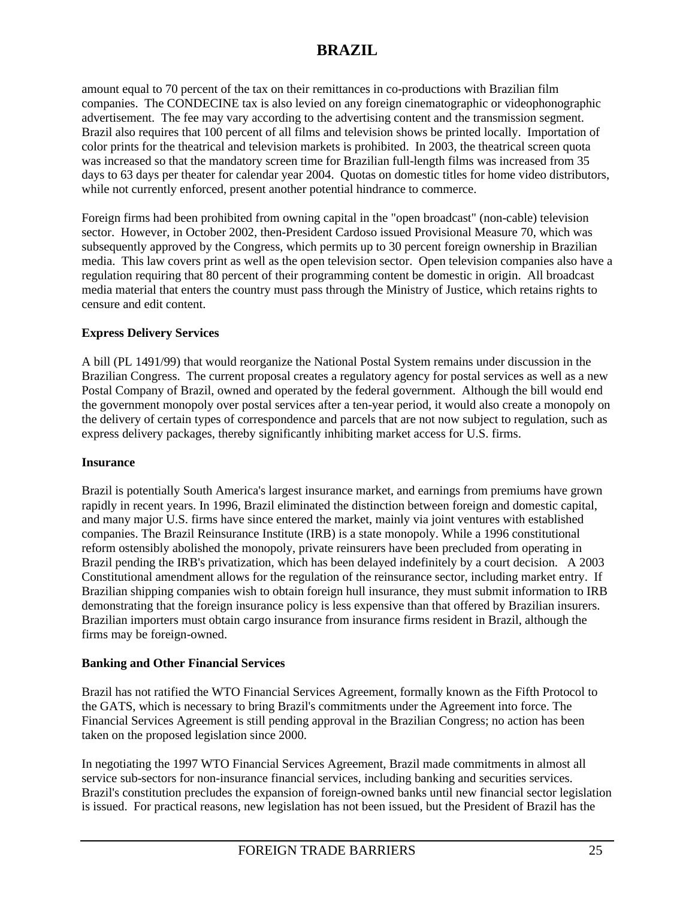amount equal to 70 percent of the tax on their remittances in co-productions with Brazilian film companies. The CONDECINE tax is also levied on any foreign cinematographic or videophonographic advertisement. The fee may vary according to the advertising content and the transmission segment. Brazil also requires that 100 percent of all films and television shows be printed locally. Importation of color prints for the theatrical and television markets is prohibited. In 2003, the theatrical screen quota was increased so that the mandatory screen time for Brazilian full-length films was increased from 35 days to 63 days per theater for calendar year 2004. Quotas on domestic titles for home video distributors, while not currently enforced, present another potential hindrance to commerce.

Foreign firms had been prohibited from owning capital in the "open broadcast" (non-cable) television sector. However, in October 2002, then-President Cardoso issued Provisional Measure 70, which was subsequently approved by the Congress, which permits up to 30 percent foreign ownership in Brazilian media. This law covers print as well as the open television sector. Open television companies also have a regulation requiring that 80 percent of their programming content be domestic in origin. All broadcast media material that enters the country must pass through the Ministry of Justice, which retains rights to censure and edit content.

**Express Delivery Services**

A bill (PL 1491/99) that would reorganize the National Postal System remains under discussion in the Brazilian Congress. The current proposal creates a regulatory agency for postal services as well as a new Postal Company of Brazil, owned and operated by the federal government. Although the bill would end the government monopoly over postal services after a ten-year period, it would also create a monopoly on the delivery of certain types of correspondence and parcels that are not now subject to regulation, such as express delivery packages, thereby significantly inhibiting market access for U.S. firms.

**Insurance**

Brazil is potentially South America's largest insurance market, and earnings from premiums have grown rapidly in recent years. In 1996, Brazil eliminated the distinction between foreign and domestic capital, and many major U.S. firms have since entered the market, mainly via joint ventures with established companies. The Brazil Reinsurance Institute (IRB) is a state monopoly. While a 1996 constitutional reform ostensibly abolished the monopoly, private reinsurers have been precluded from operating in Brazil pending the IRB's privatization, which has been delayed indefinitely by a court decision. A 2003 Constitutional amendment allows for the regulation of the reinsurance sector, including market entry. If Brazilian shipping companies wish to obtain foreign hull insurance, they must submit information to IRB demonstrating that the foreign insurance policy is less expensive than that offered by Brazilian insurers. Brazilian importers must obtain cargo insurance from insurance firms resident in Brazil, although the firms may be foreign-owned.

**Banking and Other Financial Services**

Brazil has not ratified the WTO Financial Services Agreement, formally known as the Fifth Protocol to the GATS, which is necessary to bring Brazil's commitments under the Agreement into force. The Financial Services Agreement is still pending approval in the Brazilian Congress; no action has been taken on the proposed legislation since 2000.

In negotiating the 1997 WTO Financial Services Agreement, Brazil made commitments in almost all service sub-sectors for non-insurance financial services, including banking and securities services. Brazil's constitution precludes the expansion of foreign-owned banks until new financial sector legislation is issued. For practical reasons, new legislation has not been issued, but the President of Brazil has the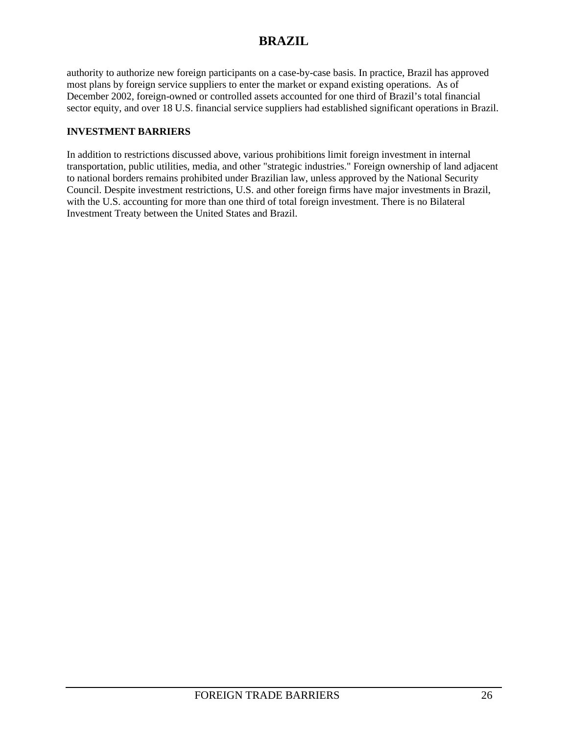authority to authorize new foreign participants on a case-by-case basis. In practice, Brazil has approved most plans by foreign service suppliers to enter the market or expand existing operations. As of December 2002, foreign-owned or controlled assets accounted for one third of Brazil's total financial sector equity, and over 18 U.S. financial service suppliers had established significant operations in Brazil.

**INVESTMENT BARRIERS**

In addition to restrictions discussed above, various prohibitions limit foreign investment in internal transportation, public utilities, media, and other "strategic industries." Foreign ownership of land adjacent to national borders remains prohibited under Brazilian law, unless approved by the National Security Council. Despite investment restrictions, U.S. and other foreign firms have major investments in Brazil, with the U.S. accounting for more than one third of total foreign investment. There is no Bilateral Investment Treaty between the United States and Brazil.